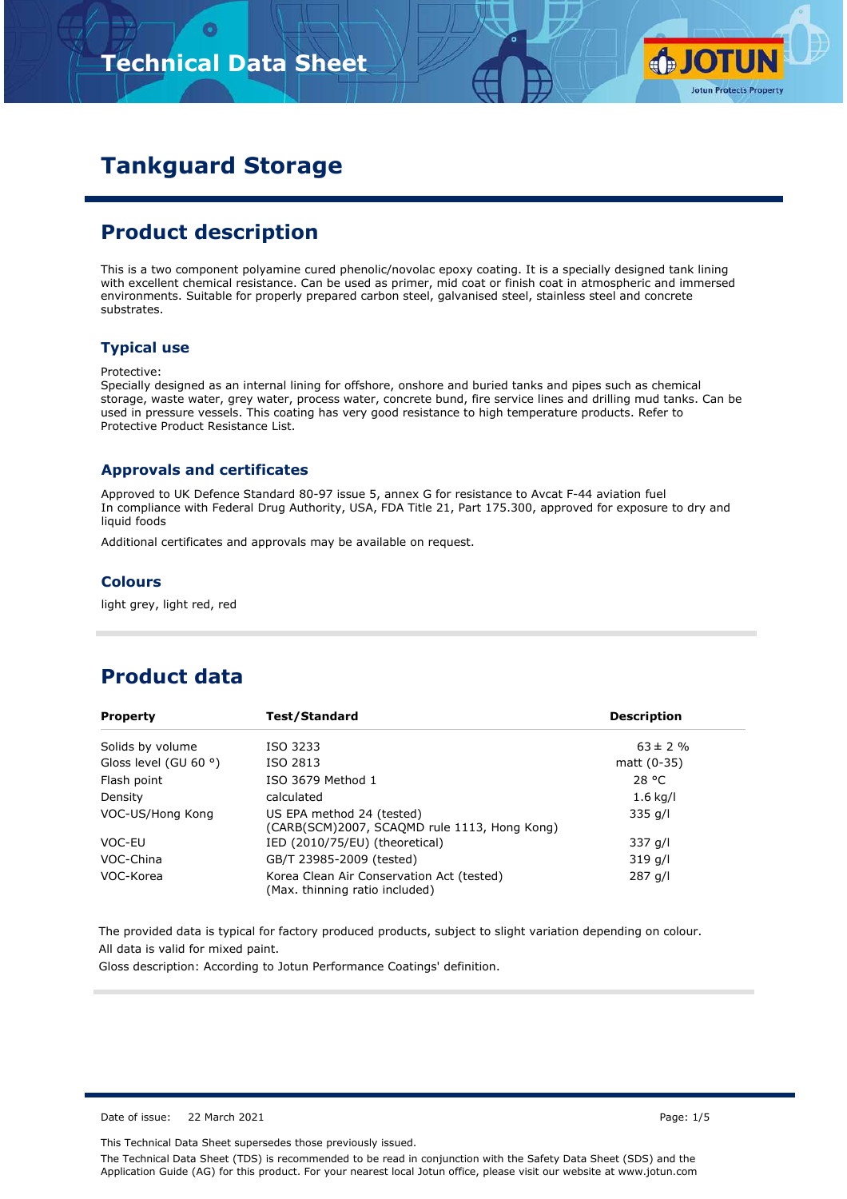# Technical Data Sheet

# Tankguard Storage

## Product description

This is a two component polyamine cured phenolic/novolac epoxy coating. It is a specially designed tank lining with excellent chemical resistance. Can be used as primer, mid coat or finish coat in atmospheric and immersed environments. Suitable for properly prepared carbon steel, galvanised steel, stainless steel and concrete substrates.

### Typical use

Protective:
Specially designed as an internal lining for offshore, onshore and buried tanks and pipes such as chemical storage, waste water, grey water, process water, concrete bund, fire service lines and drilling mud tanks. Can be used in pressure vessels. This coating has very good resistance to high temperature products. Refer to Protective Product Resistance List.

### Approvals and certificates

Approved to UK Defence Standard 80-97 issue 5, annex G for resistance to Avcat F-44 aviation fuel
In compliance with Federal Drug Authority, USA, FDA Title 21, Part 175.300, approved for exposure to dry and liquid foods

Additional certificates and approvals may be available on request.

### Colours

light grey, light red, red

## Product data

| Property | Test/Standard | Description |
|---|---|---|
| Solids by volume | ISO 3233 | 63 ± 2 % |
| Gloss level (GU 60 °) | ISO 2813 | matt (0-35) |
| Flash point | ISO 3679 Method 1 | 28 °C |
| Density | calculated | 1.6 kg/l |
| VOC-US/Hong Kong | US EPA method 24 (tested) (CARB(SCM)2007, SCAQMD rule 1113, Hong Kong) | 335 g/l |
| VOC-EU | IED (2010/75/EU) (theoretical) | 337 g/l |
| VOC-China | GB/T 23985-2009 (tested) | 319 g/l |
| VOC-Korea | Korea Clean Air Conservation Act (tested) (Max. thinning ratio included) | 287 g/l |

The provided data is typical for factory produced products, subject to slight variation depending on colour.
All data is valid for mixed paint.
Gloss description: According to Jotun Performance Coatings' definition.

Date of issue: 22 March 2021

This Technical Data Sheet supersedes those previously issued.

The Technical Data Sheet (TDS) is recommended to be read in conjunction with the Safety Data Sheet (SDS) and the Application Guide (AG) for this product. For your nearest local Jotun office, please visit our website at www.jotun.com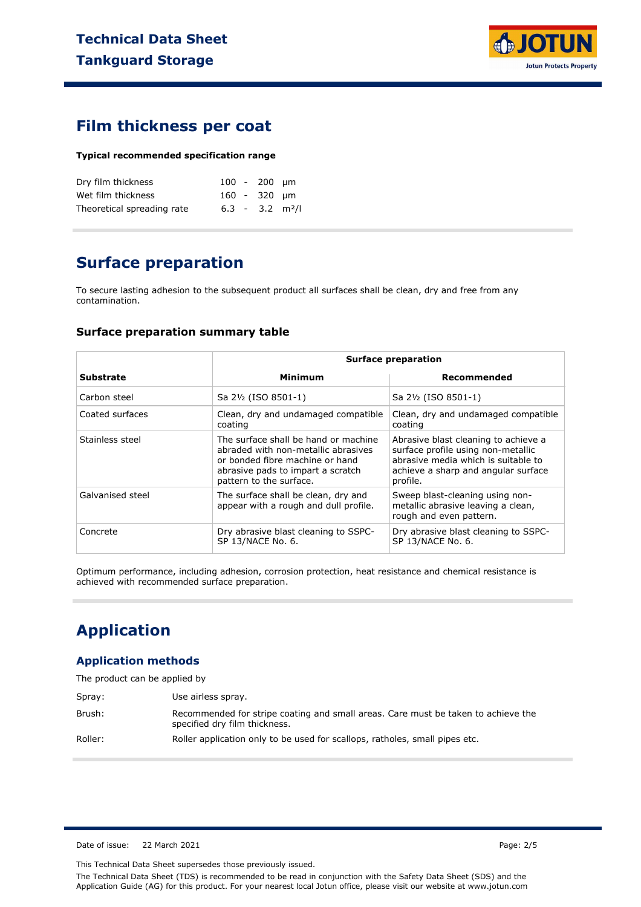## Film thickness per coat

**Typical recommended specification range**

| | | | | |
|---|---|---|---|---|
| Dry film thickness | 100 | - | 200 | µm |
| Wet film thickness | 160 | - | 320 | µm |
| Theoretical spreading rate | 6.3 | - | 3.2 | m²/l |

## Surface preparation

To secure lasting adhesion to the subsequent product all surfaces shall be clean, dry and free from any contamination.

### Surface preparation summary table

| | Surface preparation | |
|---|---|---|
| **Substrate** | **Minimum** | **Recommended** |
| Carbon steel | Sa 2½ (ISO 8501-1) | Sa 2½ (ISO 8501-1) |
| Coated surfaces | Clean, dry and undamaged compatible coating | Clean, dry and undamaged compatible coating |
| Stainless steel | The surface shall be hand or machine abraded with non-metallic abrasives or bonded fibre machine or hand abrasive pads to impart a scratch pattern to the surface. | Abrasive blast cleaning to achieve a surface profile using non-metallic abrasive media which is suitable to achieve a sharp and angular surface profile. |
| Galvanised steel | The surface shall be clean, dry and appear with a rough and dull profile. | Sweep blast-cleaning using non-metallic abrasive leaving a clean, rough and even pattern. |
| Concrete | Dry abrasive blast cleaning to SSPC-SP 13/NACE No. 6. | Dry abrasive blast cleaning to SSPC-SP 13/NACE No. 6. |

Optimum performance, including adhesion, corrosion protection, heat resistance and chemical resistance is achieved with recommended surface preparation.

## Application

### Application methods

The product can be applied by

| | |
|---|---|
| Spray: | Use airless spray. |
| Brush: | Recommended for stripe coating and small areas. Care must be taken to achieve the specified dry film thickness. |
| Roller: | Roller application only to be used for scallops, ratholes, small pipes etc. |

Date of issue: 22 March 2021

This Technical Data Sheet supersedes those previously issued.

The Technical Data Sheet (TDS) is recommended to be read in conjunction with the Safety Data Sheet (SDS) and the Application Guide (AG) for this product. For your nearest local Jotun office, please visit our website at www.jotun.com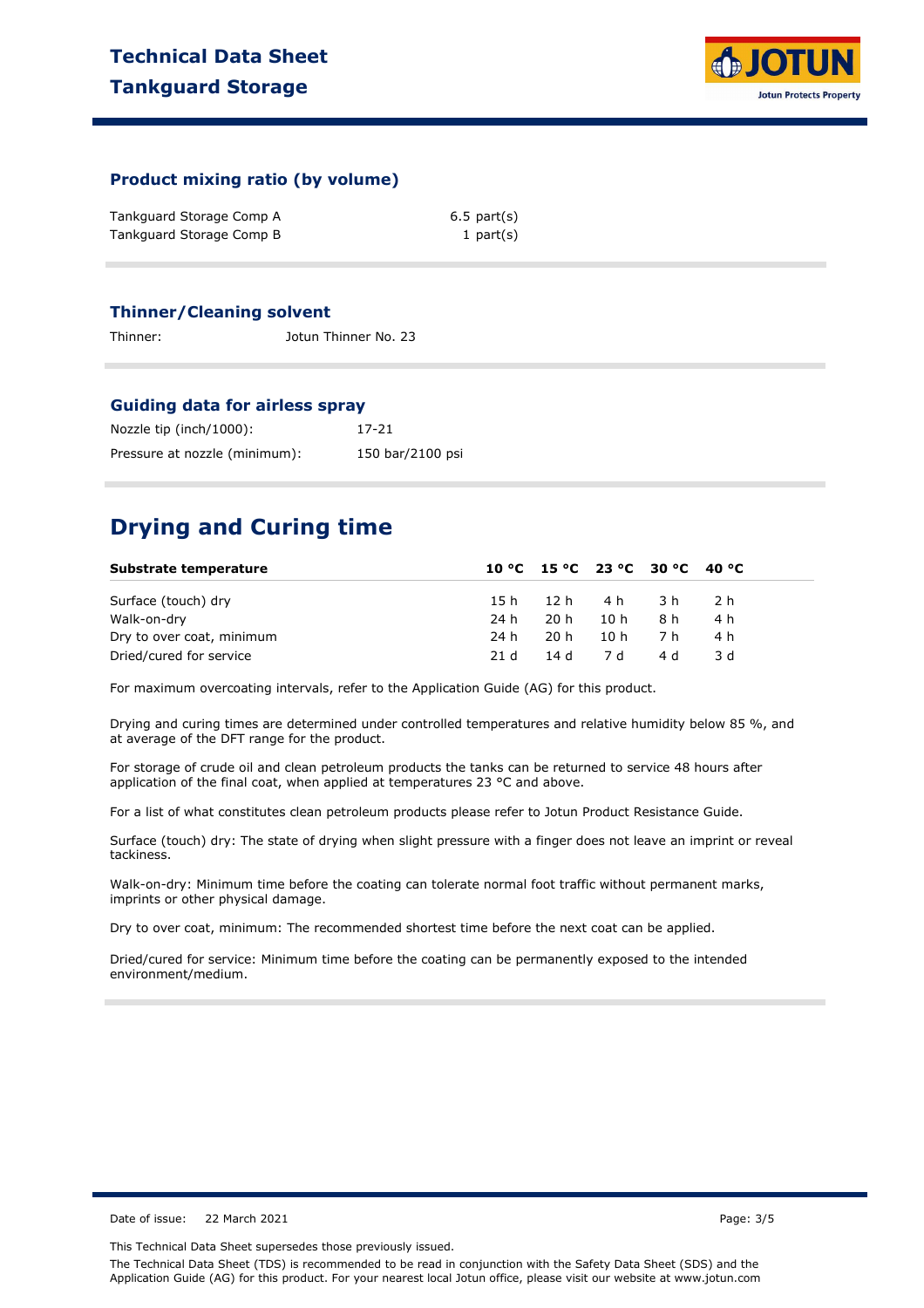### Product mixing ratio (by volume)

| | |
|---|---|
| Tankguard Storage Comp A | 6.5 part(s) |
| Tankguard Storage Comp B | 1 part(s) |

### Thinner/Cleaning solvent

Thinner: Jotun Thinner No. 23

### Guiding data for airless spray

| | |
|---|---|
| Nozzle tip (inch/1000): | 17-21 |
| Pressure at nozzle (minimum): | 150 bar/2100 psi |

## Drying and Curing time

| Substrate temperature | 10 °C | 15 °C | 23 °C | 30 °C | 40 °C |
|---|---|---|---|---|---|
| Surface (touch) dry | 15 h | 12 h | 4 h | 3 h | 2 h |
| Walk-on-dry | 24 h | 20 h | 10 h | 8 h | 4 h |
| Dry to over coat, minimum | 24 h | 20 h | 10 h | 7 h | 4 h |
| Dried/cured for service | 21 d | 14 d | 7 d | 4 d | 3 d |

For maximum overcoating intervals, refer to the Application Guide (AG) for this product.

Drying and curing times are determined under controlled temperatures and relative humidity below 85 %, and at average of the DFT range for the product.

For storage of crude oil and clean petroleum products the tanks can be returned to service 48 hours after application of the final coat, when applied at temperatures 23 °C and above.

For a list of what constitutes clean petroleum products please refer to Jotun Product Resistance Guide.

Surface (touch) dry: The state of drying when slight pressure with a finger does not leave an imprint or reveal tackiness.

Walk-on-dry: Minimum time before the coating can tolerate normal foot traffic without permanent marks, imprints or other physical damage.

Dry to over coat, minimum: The recommended shortest time before the next coat can be applied.

Dried/cured for service: Minimum time before the coating can be permanently exposed to the intended environment/medium.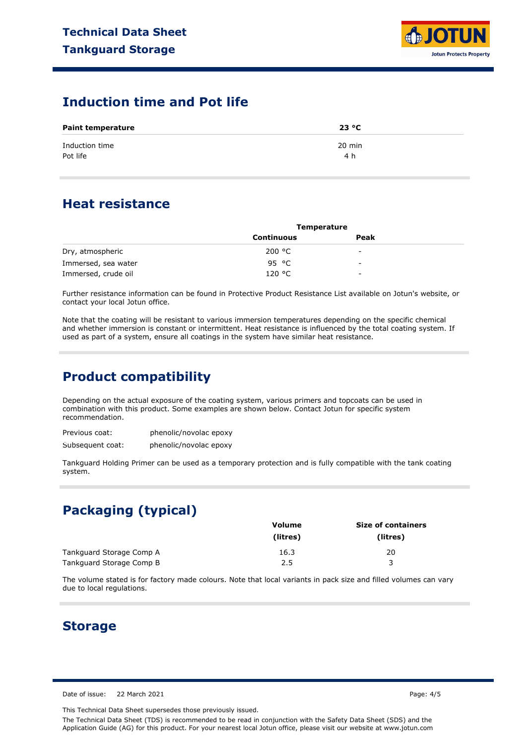## Induction time and Pot life

| Paint temperature | 23 °C |
|---|---|
| Induction time | 20 min |
| Pot life | 4 h |

## Heat resistance

| | Temperature | |
|---|---|---|
| | Continuous | Peak |
| Dry, atmospheric | 200 °C | - |
| Immersed, sea water | 95 °C | - |
| Immersed, crude oil | 120 °C | - |

Further resistance information can be found in Protective Product Resistance List available on Jotun's website, or contact your local Jotun office.

Note that the coating will be resistant to various immersion temperatures depending on the specific chemical and whether immersion is constant or intermittent. Heat resistance is influenced by the total coating system. If used as part of a system, ensure all coatings in the system have similar heat resistance.

## Product compatibility

Depending on the actual exposure of the coating system, various primers and topcoats can be used in combination with this product. Some examples are shown below. Contact Jotun for specific system recommendation.

Previous coat: phenolic/novolac epoxy

Subsequent coat: phenolic/novolac epoxy

Tankguard Holding Primer can be used as a temporary protection and is fully compatible with the tank coating system.

## Packaging (typical)

| | Volume (litres) | Size of containers (litres) |
|---|---|---|
| Tankguard Storage Comp A | 16.3 | 20 |
| Tankguard Storage Comp B | 2.5 | 3 |

The volume stated is for factory made colours. Note that local variants in pack size and filled volumes can vary due to local regulations.

## Storage

Date of issue: 22 March 2021

This Technical Data Sheet supersedes those previously issued.

The Technical Data Sheet (TDS) is recommended to be read in conjunction with the Safety Data Sheet (SDS) and the Application Guide (AG) for this product. For your nearest local Jotun office, please visit our website at www.jotun.com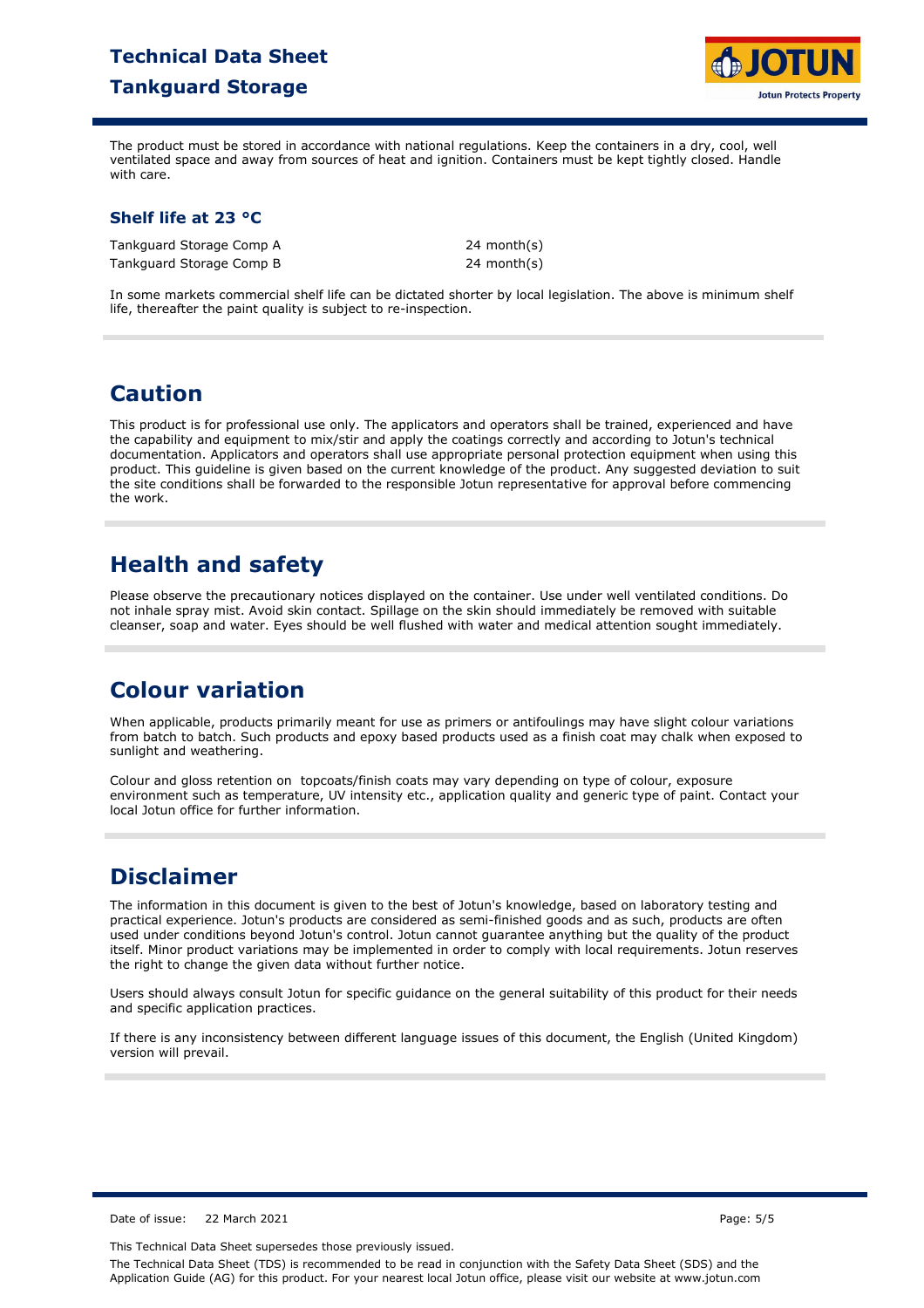The product must be stored in accordance with national regulations. Keep the containers in a dry, cool, well ventilated space and away from sources of heat and ignition. Containers must be kept tightly closed. Handle with care.

### Shelf life at 23 °C

| | |
|---|---|
| Tankguard Storage Comp A | 24 month(s) |
| Tankguard Storage Comp B | 24 month(s) |

In some markets commercial shelf life can be dictated shorter by local legislation. The above is minimum shelf life, thereafter the paint quality is subject to re-inspection.

## Caution

This product is for professional use only. The applicators and operators shall be trained, experienced and have the capability and equipment to mix/stir and apply the coatings correctly and according to Jotun's technical documentation. Applicators and operators shall use appropriate personal protection equipment when using this product. This guideline is given based on the current knowledge of the product. Any suggested deviation to suit the site conditions shall be forwarded to the responsible Jotun representative for approval before commencing the work.

## Health and safety

Please observe the precautionary notices displayed on the container. Use under well ventilated conditions. Do not inhale spray mist. Avoid skin contact. Spillage on the skin should immediately be removed with suitable cleanser, soap and water. Eyes should be well flushed with water and medical attention sought immediately.

## Colour variation

When applicable, products primarily meant for use as primers or antifoulings may have slight colour variations from batch to batch. Such products and epoxy based products used as a finish coat may chalk when exposed to sunlight and weathering.

Colour and gloss retention on topcoats/finish coats may vary depending on type of colour, exposure environment such as temperature, UV intensity etc., application quality and generic type of paint. Contact your local Jotun office for further information.

## Disclaimer

The information in this document is given to the best of Jotun's knowledge, based on laboratory testing and practical experience. Jotun's products are considered as semi-finished goods and as such, products are often used under conditions beyond Jotun's control. Jotun cannot guarantee anything but the quality of the product itself. Minor product variations may be implemented in order to comply with local requirements. Jotun reserves the right to change the given data without further notice.

Users should always consult Jotun for specific guidance on the general suitability of this product for their needs and specific application practices.

If there is any inconsistency between different language issues of this document, the English (United Kingdom) version will prevail.